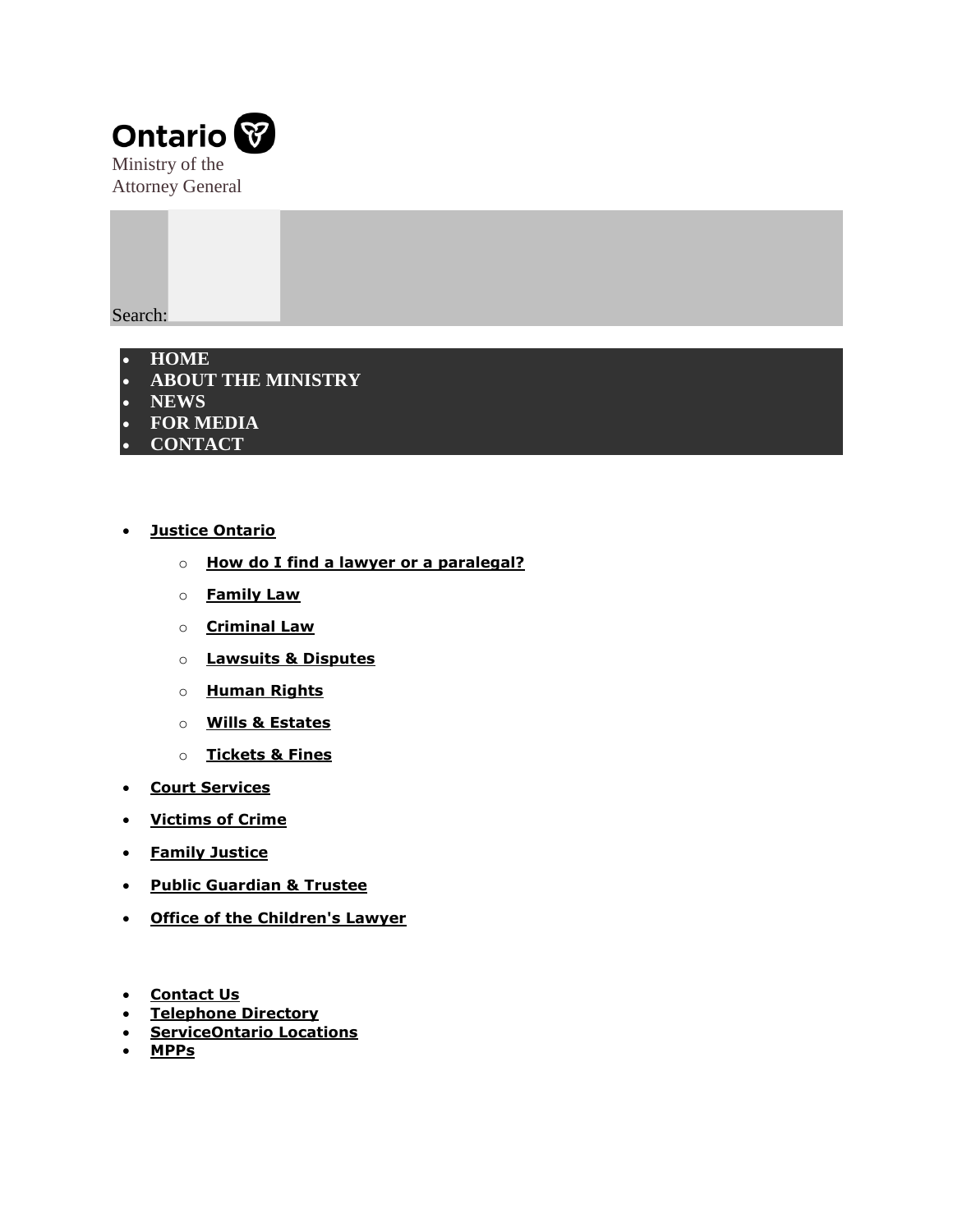Ontario

Ministry of the
Attorney General

Search:

- **HOME**
- **ABOUT THE MINISTRY**
- **NEWS**
- **FOR MEDIA**
- **CONTACT**

- **Justice Ontario**
  - **How do I find a lawyer or a paralegal?**
  - **Family Law**
  - **Criminal Law**
  - **Lawsuits & Disputes**
  - **Human Rights**
  - **Wills & Estates**
  - **Tickets & Fines**
- **Court Services**
- **Victims of Crime**
- **Family Justice**
- **Public Guardian & Trustee**
- **Office of the Children's Lawyer**

- **Contact Us**
- **Telephone Directory**
- **ServiceOntario Locations**
- **MPPs**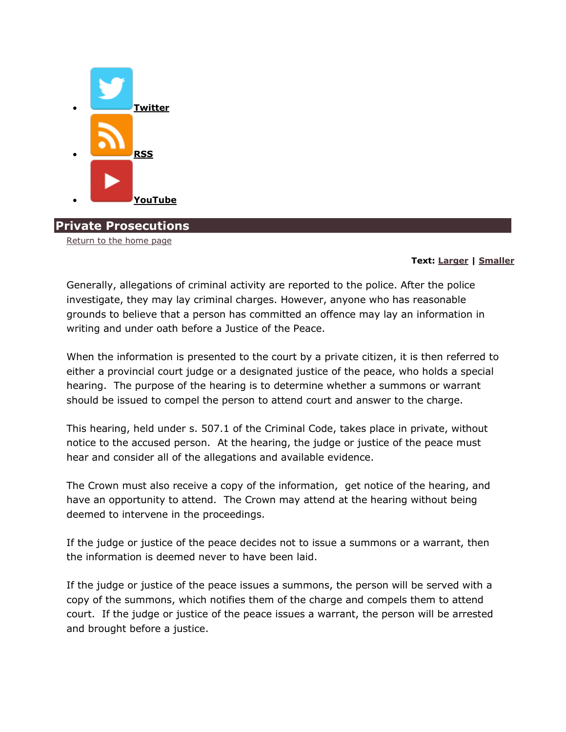- Twitter
- RSS
- YouTube

# Private Prosecutions

Return to the home page

**Text:** Larger | Smaller

Generally, allegations of criminal activity are reported to the police. After the police investigate, they may lay criminal charges. However, anyone who has reasonable grounds to believe that a person has committed an offence may lay an information in writing and under oath before a Justice of the Peace.

When the information is presented to the court by a private citizen, it is then referred to either a provincial court judge or a designated justice of the peace, who holds a special hearing. The purpose of the hearing is to determine whether a summons or warrant should be issued to compel the person to attend court and answer to the charge.

This hearing, held under s. 507.1 of the Criminal Code, takes place in private, without notice to the accused person. At the hearing, the judge or justice of the peace must hear and consider all of the allegations and available evidence.

The Crown must also receive a copy of the information, get notice of the hearing, and have an opportunity to attend. The Crown may attend at the hearing without being deemed to intervene in the proceedings.

If the judge or justice of the peace decides not to issue a summons or a warrant, then the information is deemed never to have been laid.

If the judge or justice of the peace issues a summons, the person will be served with a copy of the summons, which notifies them of the charge and compels them to attend court. If the judge or justice of the peace issues a warrant, the person will be arrested and brought before a justice.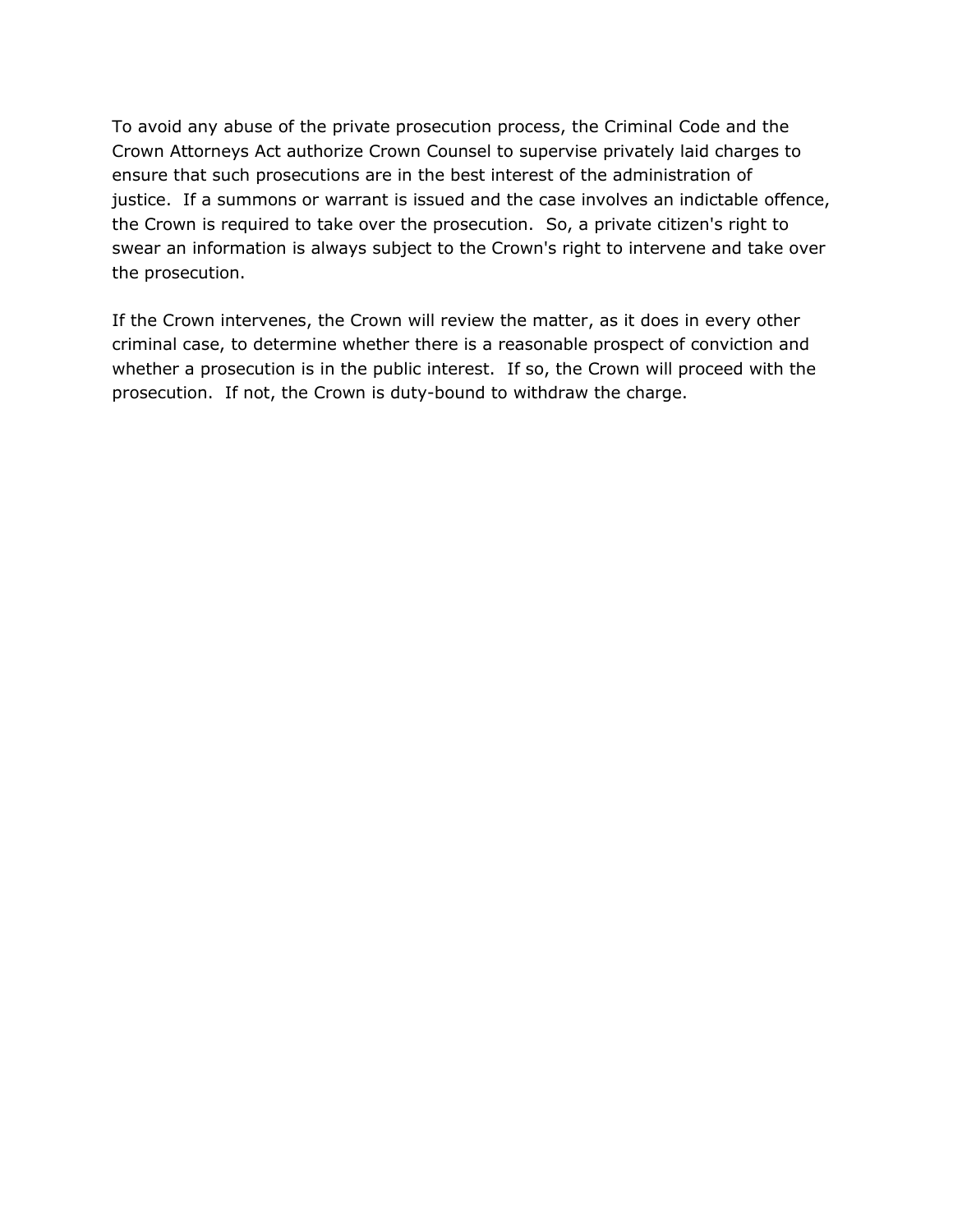To avoid any abuse of the private prosecution process, the Criminal Code and the Crown Attorneys Act authorize Crown Counsel to supervise privately laid charges to ensure that such prosecutions are in the best interest of the administration of justice.  If a summons or warrant is issued and the case involves an indictable offence, the Crown is required to take over the prosecution.  So, a private citizen's right to swear an information is always subject to the Crown's right to intervene and take over the prosecution.

If the Crown intervenes, the Crown will review the matter, as it does in every other criminal case, to determine whether there is a reasonable prospect of conviction and whether a prosecution is in the public interest.  If so, the Crown will proceed with the prosecution.  If not, the Crown is duty-bound to withdraw the charge.